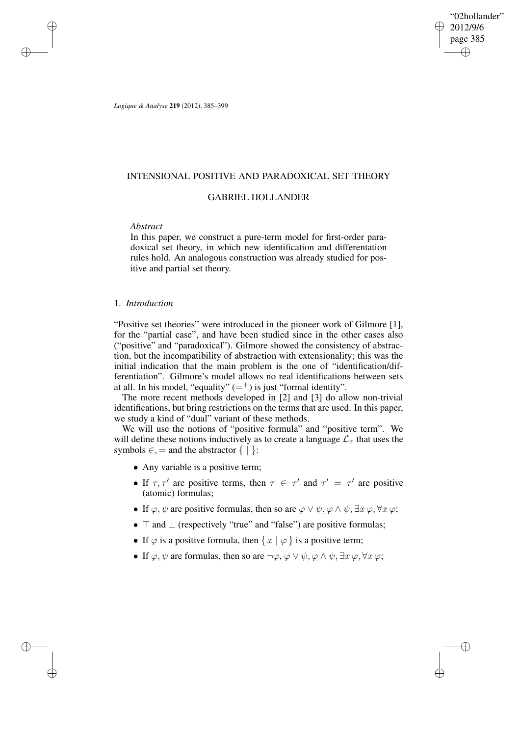# INTENSIONAL POSITIVE AND PARADOXICAL SET THEORY

## GABRIEL HOLLANDER

*Abstract*

In this paper, we construct a pure-term model for first-order paradoxical set theory, in which new identification and differentation rules hold. An analogous construction was already studied for positive and partial set theory.

## 1. *Introduction*

"Positive set theories" were introduced in the pioneer work of Gilmore [1], for the "partial case", and have been studied since in the other cases also ("positive" and "paradoxical"). Gilmore showed the consistency of abstraction, but the incompatibility of abstraction with extensionality; this was the initial indication that the main problem is the one of "identification/differentiation". Gilmore's model allows no real identifications between sets at all. In his model, "equality" ($=^+$) is just "formal identity".

The more recent methods developed in [2] and [3] do allow non-trivial identifications, but bring restrictions on the terms that are used. In this paper, we study a kind of "dual" variant of these methods.

We will use the notions of "positive formula" and "positive term". We will define these notions inductively as to create a language $\mathcal{L}_\tau$ that uses the symbols $\in, =$ and the abstractor $\{\,|\,\}$:

- Any variable is a positive term;
- If $\tau, \tau'$ are positive terms, then $\tau \in \tau'$ and $\tau' = \tau'$ are positive (atomic) formulas;
- If $\varphi, \psi$ are positive formulas, then so are $\varphi \vee \psi, \varphi \wedge \psi, \exists x\, \varphi, \forall x\, \varphi$;
- $\top$ and $\bot$ (respectively "true" and "false") are positive formulas;
- If $\varphi$ is a positive formula, then $\{\, x \mid \varphi \,\}$ is a positive term;
- If $\varphi, \psi$ are formulas, then so are $\neg\varphi, \varphi \vee \psi, \varphi \wedge \psi, \exists x\, \varphi, \forall x\, \varphi$;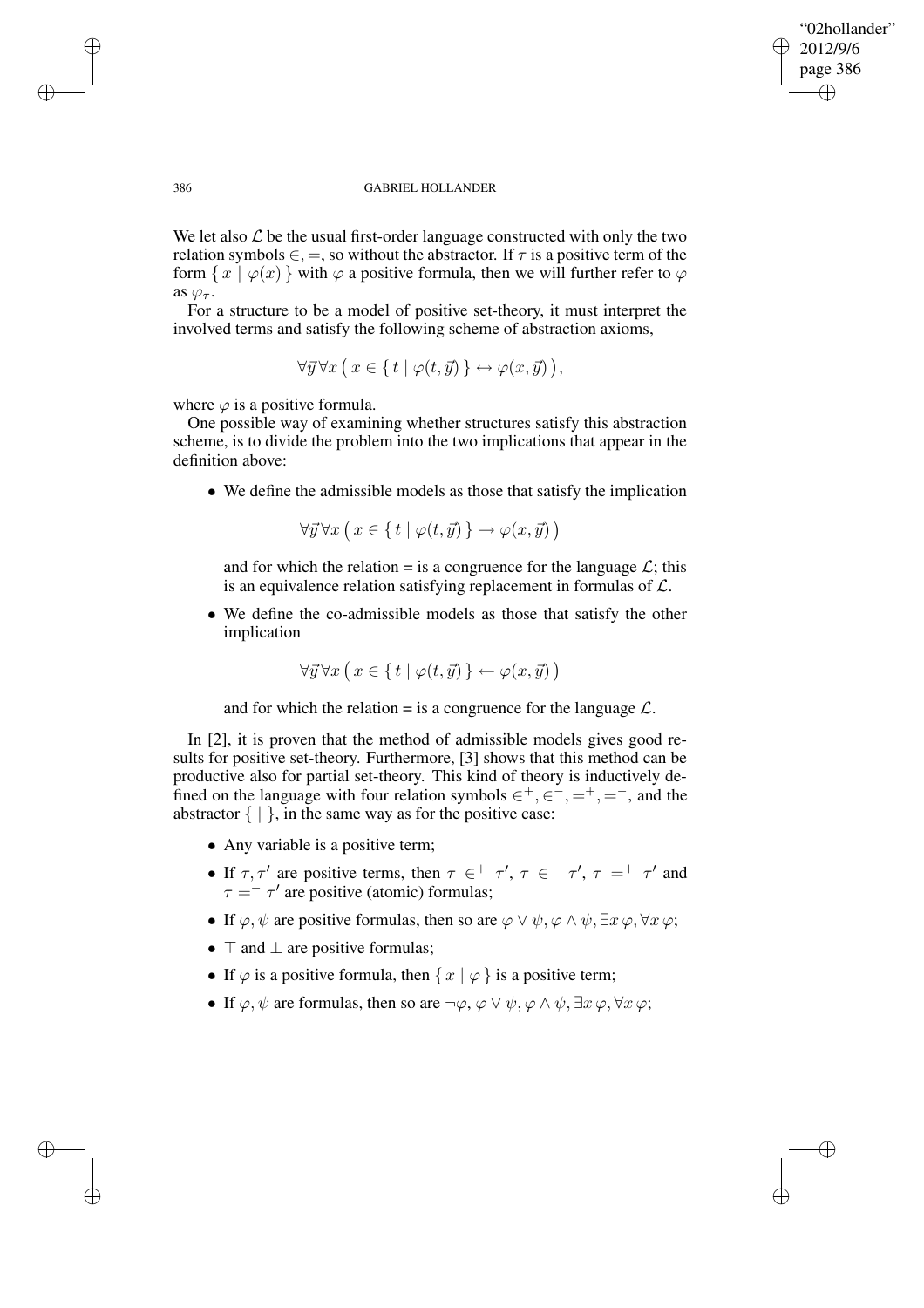We let also $\mathcal{L}$ be the usual first-order language constructed with only the two relation symbols $\in, =$, so without the abstractor. If $\tau$ is a positive term of the form $\{ x \mid \varphi(x) \}$ with $\varphi$ a positive formula, then we will further refer to $\varphi$ as $\varphi_\tau$.

For a structure to be a model of positive set-theory, it must interpret the involved terms and satisfy the following scheme of abstraction axioms,

$$\forall \vec{y} \forall x \left( x \in \{ t \mid \varphi(t, \vec{y}) \} \leftrightarrow \varphi(x, \vec{y}) \right),$$

where $\varphi$ is a positive formula.

One possible way of examining whether structures satisfy this abstraction scheme, is to divide the problem into the two implications that appear in the definition above:

- We define the admissible models as those that satisfy the implication

  $$\forall \vec{y} \forall x \left( x \in \{ t \mid \varphi(t, \vec{y}) \} \rightarrow \varphi(x, \vec{y}) \right)$$

  and for which the relation = is a congruence for the language $\mathcal{L}$; this is an equivalence relation satisfying replacement in formulas of $\mathcal{L}$.

- We define the co-admissible models as those that satisfy the other implication

  $$\forall \vec{y} \forall x \left( x \in \{ t \mid \varphi(t, \vec{y}) \} \leftarrow \varphi(x, \vec{y}) \right)$$

  and for which the relation = is a congruence for the language $\mathcal{L}$.

In [2], it is proven that the method of admissible models gives good results for positive set-theory. Furthermore, [3] shows that this method can be productive also for partial set-theory. This kind of theory is inductively defined on the language with four relation symbols $\in^+, \in^-, =^+, =^-$, and the abstractor $\{ \mid \}$, in the same way as for the positive case:

- Any variable is a positive term;
- If $\tau, \tau'$ are positive terms, then $\tau \in^+ \tau'$, $\tau \in^- \tau'$, $\tau =^+ \tau'$ and $\tau =^- \tau'$ are positive (atomic) formulas;
- If $\varphi, \psi$ are positive formulas, then so are $\varphi \vee \psi, \varphi \wedge \psi, \exists x\, \varphi, \forall x\, \varphi$;
- $\top$ and $\bot$ are positive formulas;
- If $\varphi$ is a positive formula, then $\{ x \mid \varphi \}$ is a positive term;
- If $\varphi, \psi$ are formulas, then so are $\neg\varphi, \varphi \vee \psi, \varphi \wedge \psi, \exists x\, \varphi, \forall x\, \varphi$;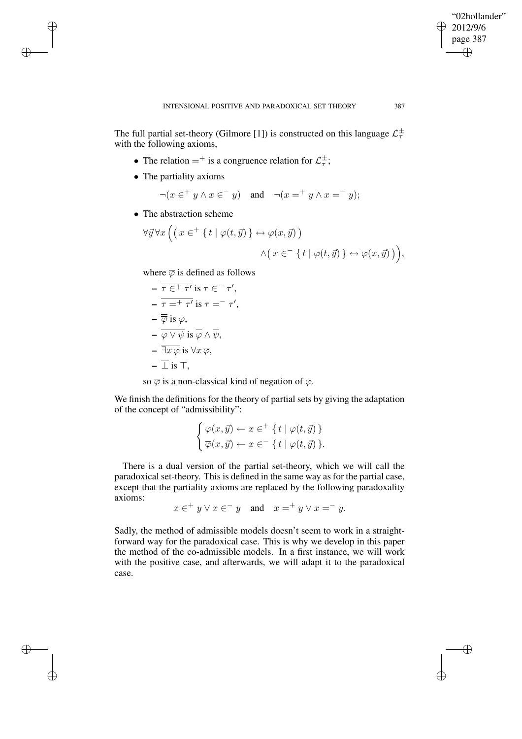The full partial set-theory (Gilmore [1]) is constructed on this language $\mathcal{L}_\tau^\pm$ with the following axioms,

- The relation $=^+$ is a congruence relation for $\mathcal{L}_\tau^\pm$;
- The partiality axioms

$$\neg(x \in^+ y \wedge x \in^- y) \quad \text{and} \quad \neg(x =^+ y \wedge x =^- y);$$

- The abstraction scheme

$$\forall \vec{y} \forall x \Big( \big( x \in^+ \{ t \mid \varphi(t, \vec{y}) \} \leftrightarrow \varphi(x, \vec{y}) \big) \\ \wedge \big( x \in^- \{ t \mid \varphi(t, \vec{y}) \} \leftrightarrow \overline{\varphi}(x, \vec{y}) \big) \Big),$$

  where $\overline{\varphi}$ is defined as follows
  - $\overline{\tau \in^+ \tau'}$ is $\tau \in^- \tau'$,
  - $\overline{\tau =^+ \tau'}$ is $\tau =^- \tau'$,
  - $\overline{\overline{\varphi}}$ is $\varphi$,
  - $\overline{\varphi \vee \psi}$ is $\overline{\varphi} \wedge \overline{\psi}$,
  - $\overline{\exists x\, \varphi}$ is $\forall x\, \overline{\varphi}$,
  - $\overline{\bot}$ is $\top$,

  so $\overline{\varphi}$ is a non-classical kind of negation of $\varphi$.

We finish the definitions for the theory of partial sets by giving the adaptation of the concept of "admissibility":

$$\begin{cases} \varphi(x, \vec{y}) \leftarrow x \in^+ \{ t \mid \varphi(t, \vec{y}) \} \\ \overline{\varphi}(x, \vec{y}) \leftarrow x \in^- \{ t \mid \varphi(t, \vec{y}) \}. \end{cases}$$

There is a dual version of the partial set-theory, which we will call the paradoxical set-theory. This is defined in the same way as for the partial case, except that the partiality axioms are replaced by the following paradoxality axioms:

$$x \in^+ y \vee x \in^- y \quad \text{and} \quad x =^+ y \vee x =^- y.$$

Sadly, the method of admissible models doesn't seem to work in a straightforward way for the paradoxical case. This is why we develop in this paper the method of the co-admissible models. In a first instance, we will work with the positive case, and afterwards, we will adapt it to the paradoxical case.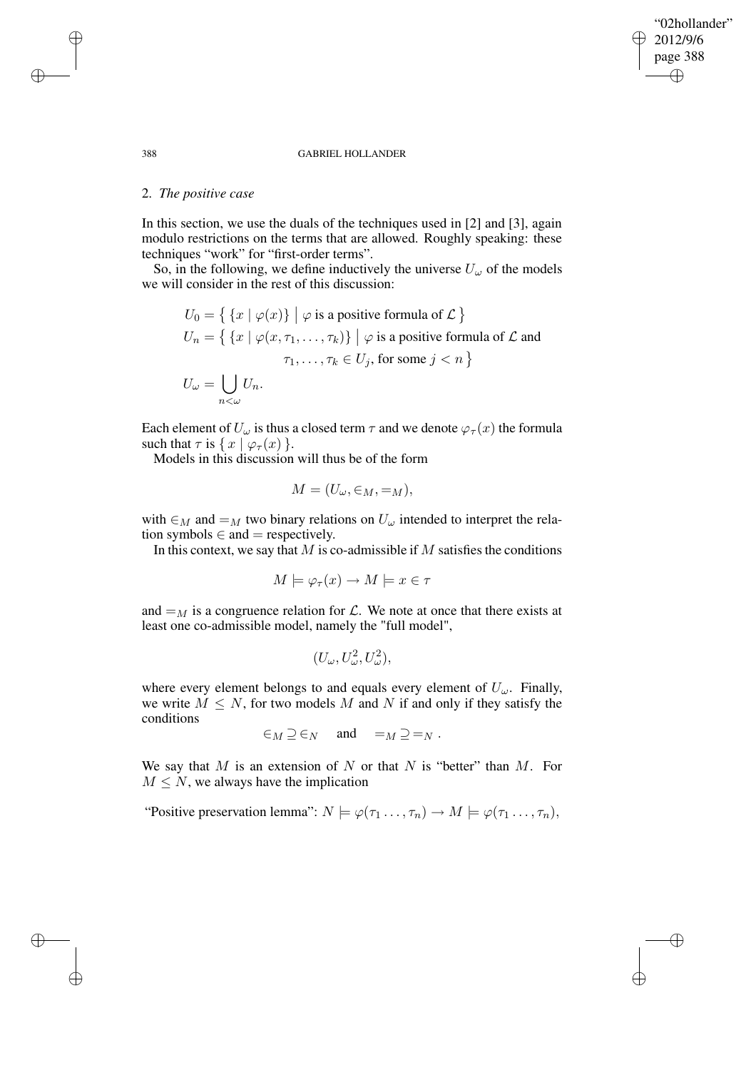## 2. *The positive case*

In this section, we use the duals of the techniques used in [2] and [3], again modulo restrictions on the terms that are allowed. Roughly speaking: these techniques "work" for "first-order terms".

So, in the following, we define inductively the universe $U_\omega$ of the models we will consider in the rest of this discussion:

$$
\begin{aligned}
U_0 &= \left\{ \{x \mid \varphi(x)\} \;\middle|\; \varphi \text{ is a positive formula of } \mathcal{L} \right\} \\
U_n &= \left\{ \{x \mid \varphi(x, \tau_1, \ldots, \tau_k)\} \;\middle|\; \varphi \text{ is a positive formula of } \mathcal{L} \text{ and } \right. \\
&\qquad \left. \tau_1, \ldots, \tau_k \in U_j, \text{ for some } j < n \right\} \\
U_\omega &= \bigcup_{n<\omega} U_n.
\end{aligned}
$$

Each element of $U_\omega$ is thus a closed term $\tau$ and we denote $\varphi_\tau(x)$ the formula such that $\tau$ is $\{ x \mid \varphi_\tau(x) \}$.

Models in this discussion will thus be of the form

$$M = (U_\omega, \in_M, =_M),$$

with $\in_M$ and $=_M$ two binary relations on $U_\omega$ intended to interpret the relation symbols $\in$ and $=$ respectively.

In this context, we say that $M$ is co-admissible if $M$ satisfies the conditions

$$M \models \varphi_\tau(x) \rightarrow M \models x \in \tau$$

and $=_M$ is a congruence relation for $\mathcal{L}$. We note at once that there exists at least one co-admissible model, namely the "full model",

$$(U_\omega, U_\omega^2, U_\omega^2),$$

where every element belongs to and equals every element of $U_\omega$. Finally, we write $M \leq N$, for two models $M$ and $N$ if and only if they satisfy the conditions

$$\in_M \supseteq \in_N \quad \text{ and } \quad =_M \supseteq =_N .$$

We say that $M$ is an extension of $N$ or that $N$ is "better" than $M$. For $M \leq N$, we always have the implication

"Positive preservation lemma": $N \models \varphi(\tau_1 \ldots, \tau_n) \rightarrow M \models \varphi(\tau_1 \ldots, \tau_n)$,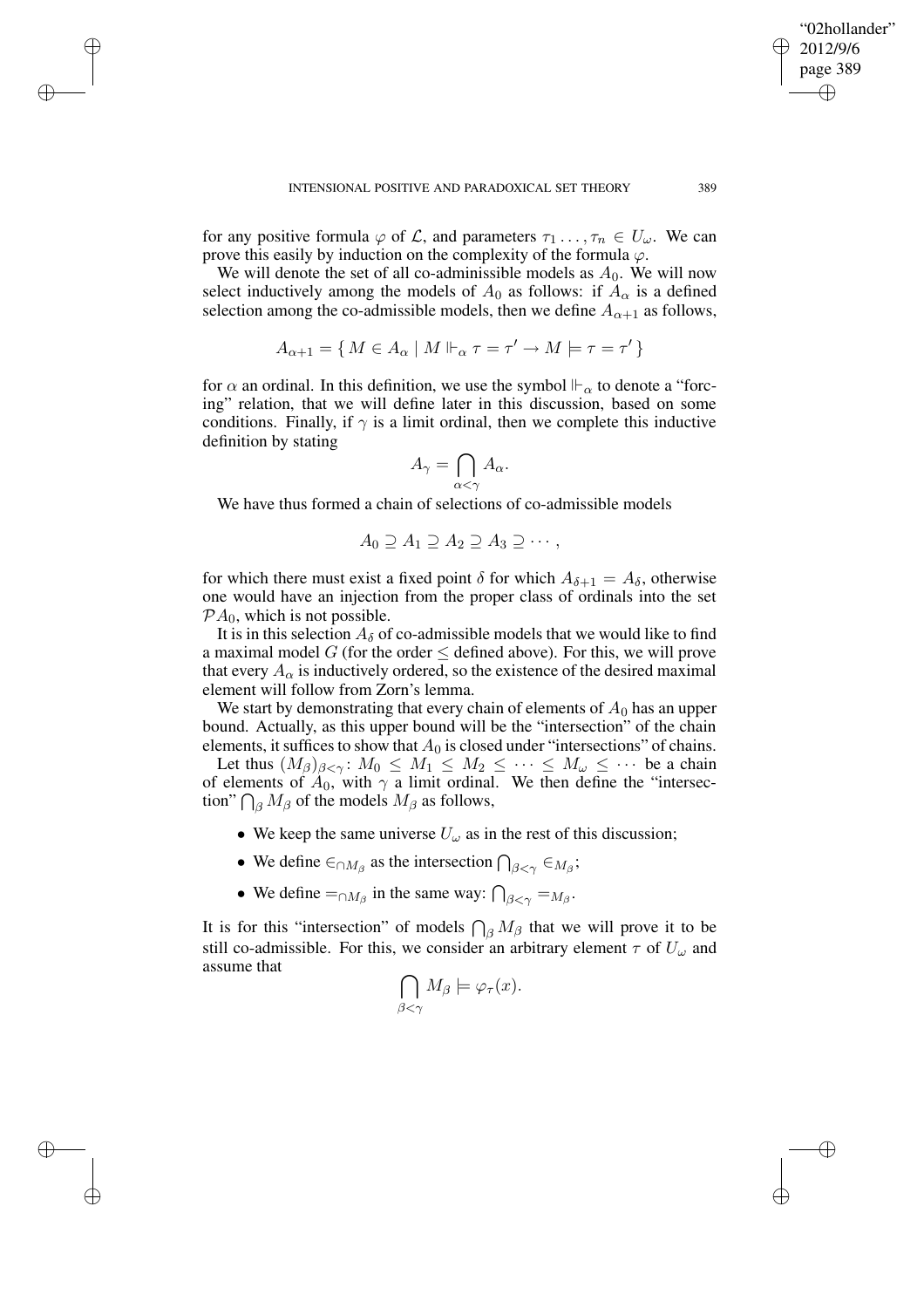for any positive formula $\varphi$ of $\mathcal{L}$, and parameters $\tau_1 \ldots, \tau_n \in U_\omega$. We can prove this easily by induction on the complexity of the formula $\varphi$.

We will denote the set of all co-admissible models as $A_0$. We will now select inductively among the models of $A_0$ as follows: if $A_\alpha$ is a defined selection among the co-admissible models, then we define $A_{\alpha+1}$ as follows,

$$A_{\alpha+1} = \{ M \in A_\alpha \mid M \Vdash_\alpha \tau = \tau' \rightarrow M \models \tau = \tau' \}$$

for $\alpha$ an ordinal. In this definition, we use the symbol $\Vdash_\alpha$ to denote a "forcing" relation, that we will define later in this discussion, based on some conditions. Finally, if $\gamma$ is a limit ordinal, then we complete this inductive definition by stating

$$A_\gamma = \bigcap_{\alpha<\gamma} A_\alpha.$$

We have thus formed a chain of selections of co-admissible models

$$A_0 \supseteq A_1 \supseteq A_2 \supseteq A_3 \supseteq \cdots,$$

for which there must exist a fixed point $\delta$ for which $A_{\delta+1} = A_\delta$, otherwise one would have an injection from the proper class of ordinals into the set $\mathcal{P}A_0$, which is not possible.

It is in this selection $A_\delta$ of co-admissible models that we would like to find a maximal model $G$ (for the order $\leq$ defined above). For this, we will prove that every $A_\alpha$ is inductively ordered, so the existence of the desired maximal element will follow from Zorn's lemma.

We start by demonstrating that every chain of elements of $A_0$ has an upper bound. Actually, as this upper bound will be the "intersection" of the chain elements, it suffices to show that $A_0$ is closed under "intersections" of chains.

Let thus $(M_\beta)_{\beta<\gamma}$: $M_0 \leq M_1 \leq M_2 \leq \cdots \leq M_\omega \leq \cdots$ be a chain of elements of $A_0$, with $\gamma$ a limit ordinal. We then define the "intersection" $\bigcap_\beta M_\beta$ of the models $M_\beta$ as follows,

- We keep the same universe $U_\omega$ as in the rest of this discussion;
- We define $\in_{\cap M_\beta}$ as the intersection $\bigcap_{\beta<\gamma} \in_{M_\beta}$;
- We define $=_{\cap M_\beta}$ in the same way: $\bigcap_{\beta<\gamma} =_{M_\beta}$.

It is for this "intersection" of models $\bigcap_\beta M_\beta$ that we will prove it to be still co-admissible. For this, we consider an arbitrary element $\tau$ of $U_\omega$ and assume that

$$\bigcap_{\beta<\gamma} M_\beta \models \varphi_\tau(x).$$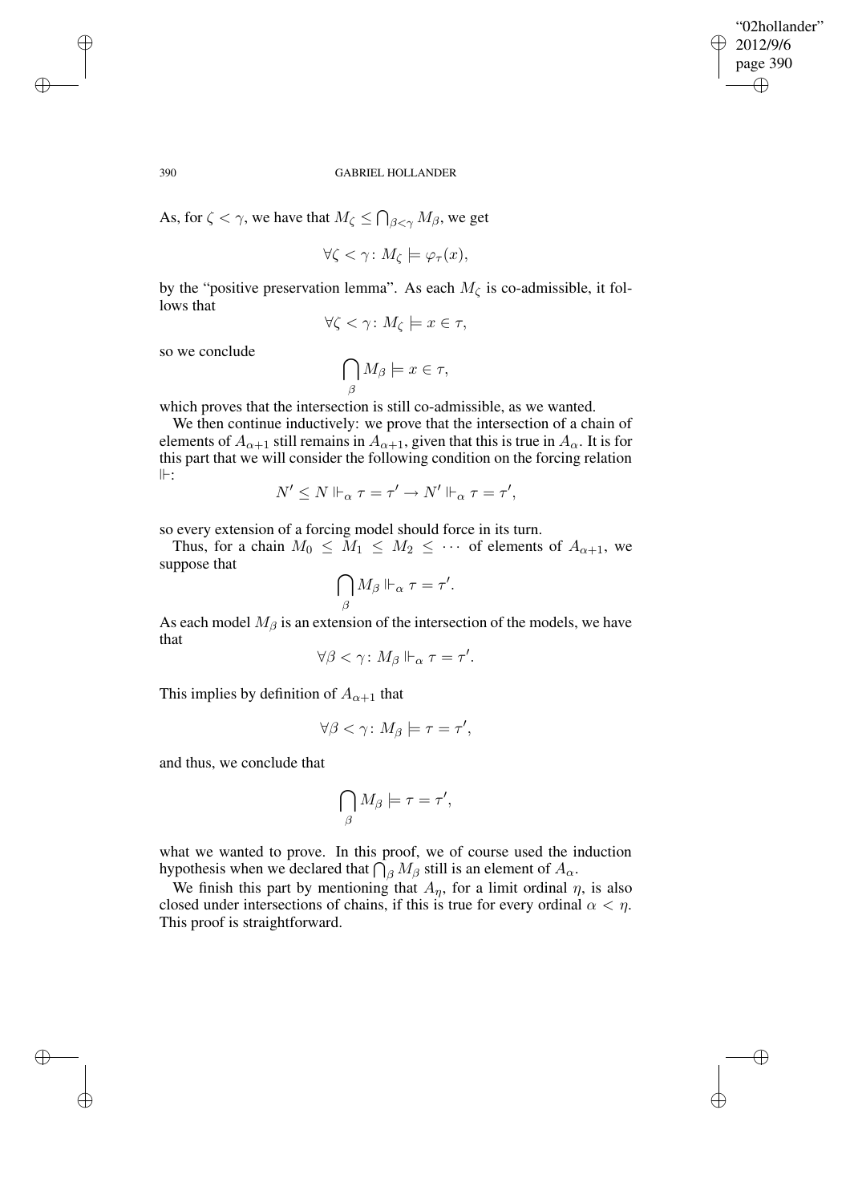As, for $\zeta < \gamma$, we have that $M_\zeta \leq \bigcap_{\beta<\gamma} M_\beta$, we get

$$\forall \zeta < \gamma \colon M_\zeta \models \varphi_\tau(x),$$

by the "positive preservation lemma". As each $M_\zeta$ is co-admissible, it follows that

$$\forall \zeta < \gamma \colon M_\zeta \models x \in \tau,$$

so we conclude

$$\bigcap_\beta M_\beta \models x \in \tau,$$

which proves that the intersection is still co-admissible, as we wanted.

We then continue inductively: we prove that the intersection of a chain of elements of $A_{\alpha+1}$ still remains in $A_{\alpha+1}$, given that this is true in $A_\alpha$. It is for this part that we will consider the following condition on the forcing relation $\Vdash$:

$$N' \leq N \Vdash_\alpha \tau = \tau' \rightarrow N' \Vdash_\alpha \tau = \tau',$$

so every extension of a forcing model should force in its turn.

Thus, for a chain $M_0 \leq M_1 \leq M_2 \leq \cdots$ of elements of $A_{\alpha+1}$, we suppose that

$$\bigcap_\beta M_\beta \Vdash_\alpha \tau = \tau'.$$

As each model $M_\beta$ is an extension of the intersection of the models, we have that

$$\forall \beta < \gamma \colon M_\beta \Vdash_\alpha \tau = \tau'.$$

This implies by definition of $A_{\alpha+1}$ that

$$\forall \beta < \gamma \colon M_\beta \models \tau = \tau',$$

and thus, we conclude that

$$\bigcap_\beta M_\beta \models \tau = \tau',$$

what we wanted to prove. In this proof, we of course used the induction hypothesis when we declared that $\bigcap_\beta M_\beta$ still is an element of $A_\alpha$.

We finish this part by mentioning that $A_\eta$, for a limit ordinal $\eta$, is also closed under intersections of chains, if this is true for every ordinal $\alpha < \eta$. This proof is straightforward.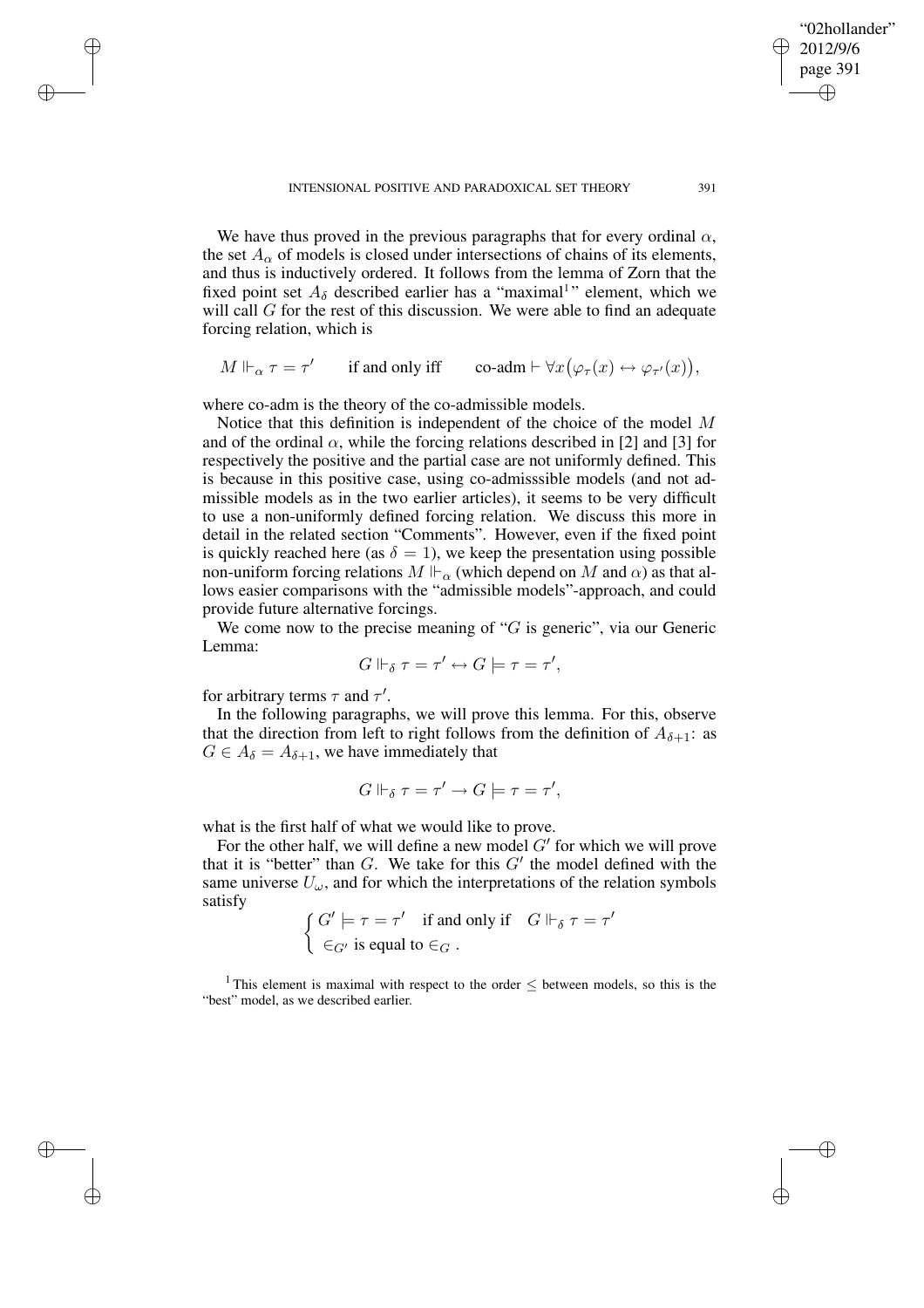We have thus proved in the previous paragraphs that for every ordinal $\alpha$, the set $A_\alpha$ of models is closed under intersections of chains of its elements, and thus is inductively ordered. It follows from the lemma of Zorn that the fixed point set $A_\delta$ described earlier has a "maximal[1]" element, which we will call $G$ for the rest of this discussion. We were able to find an adequate forcing relation, which is

$$M \Vdash_\alpha \tau = \tau' \qquad \text{if and only iff} \qquad \text{co-adm} \vdash \forall x\big(\varphi_\tau(x) \leftrightarrow \varphi_{\tau'}(x)\big),$$

where co-adm is the theory of the co-admissible models.

Notice that this definition is independent of the choice of the model $M$ and of the ordinal $\alpha$, while the forcing relations described in [2] and [3] for respectively the positive and the partial case are not uniformly defined. This is because in this positive case, using co-admisssible models (and not admissible models as in the two earlier articles), it seems to be very difficult to use a non-uniformly defined forcing relation. We discuss this more in detail in the related section "Comments". However, even if the fixed point is quickly reached here (as $\delta = 1$), we keep the presentation using possible non-uniform forcing relations $M \Vdash_\alpha$ (which depend on $M$ and $\alpha$) as that allows easier comparisons with the "admissible models"-approach, and could provide future alternative forcings.

We come now to the precise meaning of "$G$ is generic", via our Generic Lemma:

$$G \Vdash_\delta \tau = \tau' \leftrightarrow G \models \tau = \tau',$$

for arbitrary terms $\tau$ and $\tau'$.

In the following paragraphs, we will prove this lemma. For this, observe that the direction from left to right follows from the definition of $A_{\delta+1}$: as $G \in A_\delta = A_{\delta+1}$, we have immediately that

$$G \Vdash_\delta \tau = \tau' \rightarrow G \models \tau = \tau',$$

what is the first half of what we would like to prove.

For the other half, we will define a new model $G'$ for which we will prove that it is "better" than $G$. We take for this $G'$ the model defined with the same universe $U_\omega$, and for which the interpretations of the relation symbols satisfy

$$\begin{cases} G' \models \tau = \tau' \quad \text{if and only if} \quad G \Vdash_\delta \tau = \tau' \\ \in_{G'} \text{ is equal to } \in_G \,. \end{cases}$$

[1] This element is maximal with respect to the order $\leq$ between models, so this is the "best" model, as we described earlier.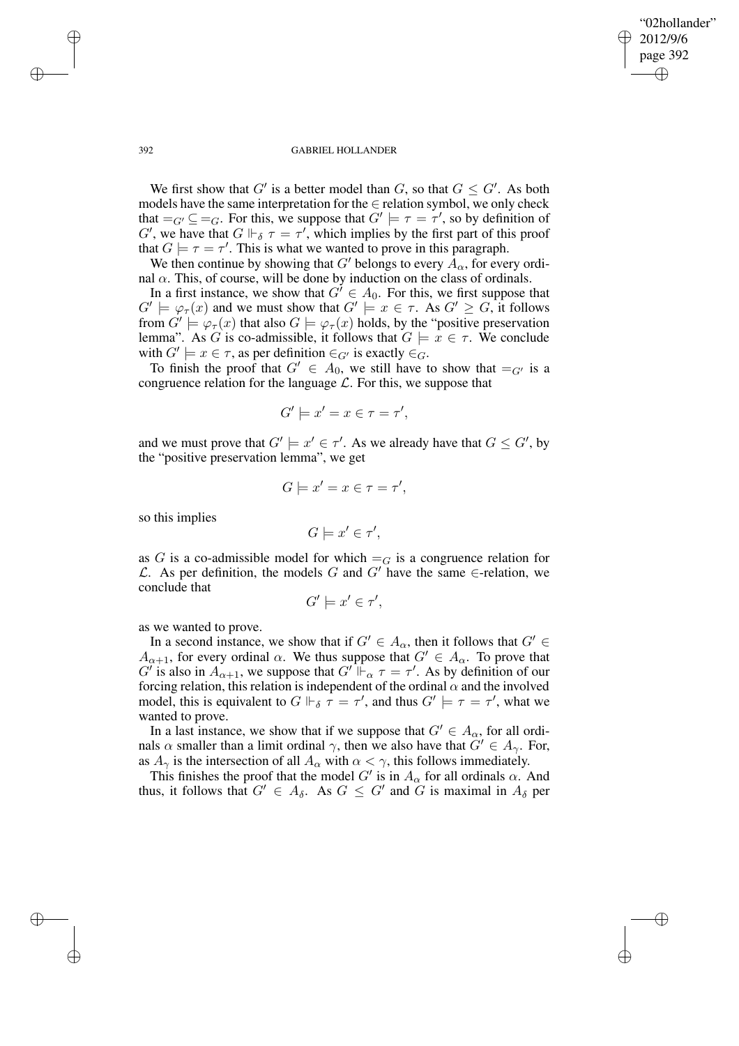We first show that $G'$ is a better model than $G$, so that $G \leq G'$. As both models have the same interpretation for the $\in$ relation symbol, we only check that $=_{G'} \subseteq =_G$. For this, we suppose that $G' \models \tau = \tau'$, so by definition of $G'$, we have that $G \Vdash_\delta \tau = \tau'$, which implies by the first part of this proof that $G \models \tau = \tau'$. This is what we wanted to prove in this paragraph.

We then continue by showing that $G'$ belongs to every $A_\alpha$, for every ordinal $\alpha$. This, of course, will be done by induction on the class of ordinals.

In a first instance, we show that $G' \in A_0$. For this, we first suppose that $G' \models \varphi_\tau(x)$ and we must show that $G' \models x \in \tau$. As $G' \geq G$, it follows from $G' \models \varphi_\tau(x)$ that also $G \models \varphi_\tau(x)$ holds, by the "positive preservation lemma". As $G$ is co-admissible, it follows that $G \models x \in \tau$. We conclude with $G' \models x \in \tau$, as per definition $\in_{G'}$ is exactly $\in_G$.

To finish the proof that $G' \in A_0$, we still have to show that $=_{G'}$ is a congruence relation for the language $\mathcal{L}$. For this, we suppose that

$$G' \models x' = x \in \tau = \tau',$$

and we must prove that $G' \models x' \in \tau'$. As we already have that $G \leq G'$, by the "positive preservation lemma", we get

$$G \models x' = x \in \tau = \tau',$$

so this implies

$$G \models x' \in \tau',$$

as $G$ is a co-admissible model for which $=_G$ is a congruence relation for $\mathcal{L}$. As per definition, the models $G$ and $G'$ have the same $\in$-relation, we conclude that

$$G' \models x' \in \tau',$$

as we wanted to prove.

In a second instance, we show that if $G' \in A_\alpha$, then it follows that $G' \in A_{\alpha+1}$, for every ordinal $\alpha$. We thus suppose that $G' \in A_\alpha$. To prove that $G'$ is also in $A_{\alpha+1}$, we suppose that $G' \Vdash_\alpha \tau = \tau'$. As by definition of our forcing relation, this relation is independent of the ordinal $\alpha$ and the involved model, this is equivalent to $G \Vdash_\delta \tau = \tau'$, and thus $G' \models \tau = \tau'$, what we wanted to prove.

In a last instance, we show that if we suppose that $G' \in A_\alpha$, for all ordinals $\alpha$ smaller than a limit ordinal $\gamma$, then we also have that $G' \in A_\gamma$. For, as $A_\gamma$ is the intersection of all $A_\alpha$ with $\alpha < \gamma$, this follows immediately.

This finishes the proof that the model $G'$ is in $A_\alpha$ for all ordinals $\alpha$. And thus, it follows that $G' \in A_\delta$. As $G \leq G'$ and $G$ is maximal in $A_\delta$ per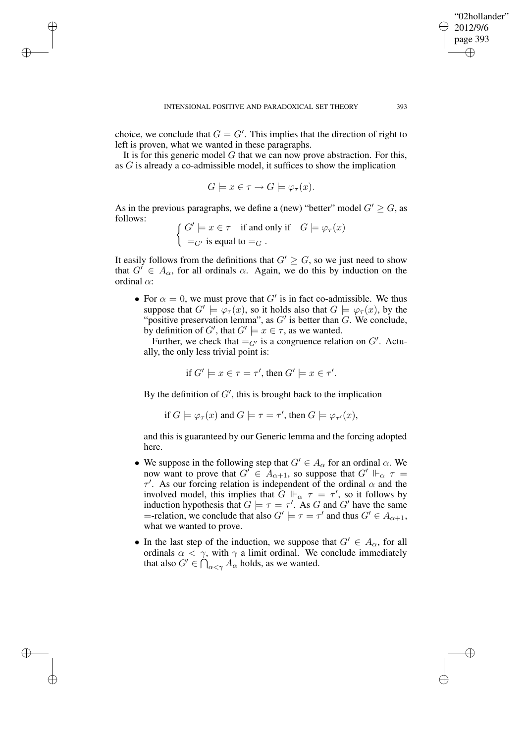choice, we conclude that $G = G'$. This implies that the direction of right to left is proven, what we wanted in these paragraphs.

It is for this generic model $G$ that we can now prove abstraction. For this, as $G$ is already a co-admissible model, it suffices to show the implication

$$G \models x \in \tau \rightarrow G \models \varphi_\tau(x).$$

As in the previous paragraphs, we define a (new) "better" model $G' \geq G$, as follows:

$$\begin{cases} G' \models x \in \tau \quad \text{if and only if} \quad G \models \varphi_\tau(x) \\ =_{G'} \text{ is equal to } =_G . \end{cases}$$

It easily follows from the definitions that $G' \geq G$, so we just need to show that $G' \in A_\alpha$, for all ordinals $\alpha$. Again, we do this by induction on the ordinal $\alpha$:

- For $\alpha = 0$, we must prove that $G'$ is in fact co-admissible. We thus suppose that $G' \models \varphi_\tau(x)$, so it holds also that $G \models \varphi_\tau(x)$, by the "positive preservation lemma", as $G'$ is better than $G$. We conclude, by definition of $G'$, that $G' \models x \in \tau$, as we wanted.

  Further, we check that $=_{G'}$ is a congruence relation on $G'$. Actually, the only less trivial point is:

  $$\text{if } G' \models x \in \tau = \tau', \text{ then } G' \models x \in \tau'.$$

  By the definition of $G'$, this is brought back to the implication

  $$\text{if } G \models \varphi_\tau(x) \text{ and } G \models \tau = \tau', \text{ then } G \models \varphi_{\tau'}(x),$$

  and this is guaranteed by our Generic lemma and the forcing adopted here.

- We suppose in the following step that $G' \in A_\alpha$ for an ordinal $\alpha$. We now want to prove that $G' \in A_{\alpha+1}$, so suppose that $G' \Vdash_\alpha \tau = \tau'$. As our forcing relation is independent of the ordinal $\alpha$ and the involved model, this implies that $G \Vdash_\alpha \tau = \tau'$, so it follows by induction hypothesis that $G \models \tau = \tau'$. As $G$ and $G'$ have the same $=$-relation, we conclude that also $G' \models \tau = \tau'$ and thus $G' \in A_{\alpha+1}$, what we wanted to prove.

- In the last step of the induction, we suppose that $G' \in A_\alpha$, for all ordinals $\alpha < \gamma$, with $\gamma$ a limit ordinal. We conclude immediately that also $G' \in \bigcap_{\alpha<\gamma} A_\alpha$ holds, as we wanted.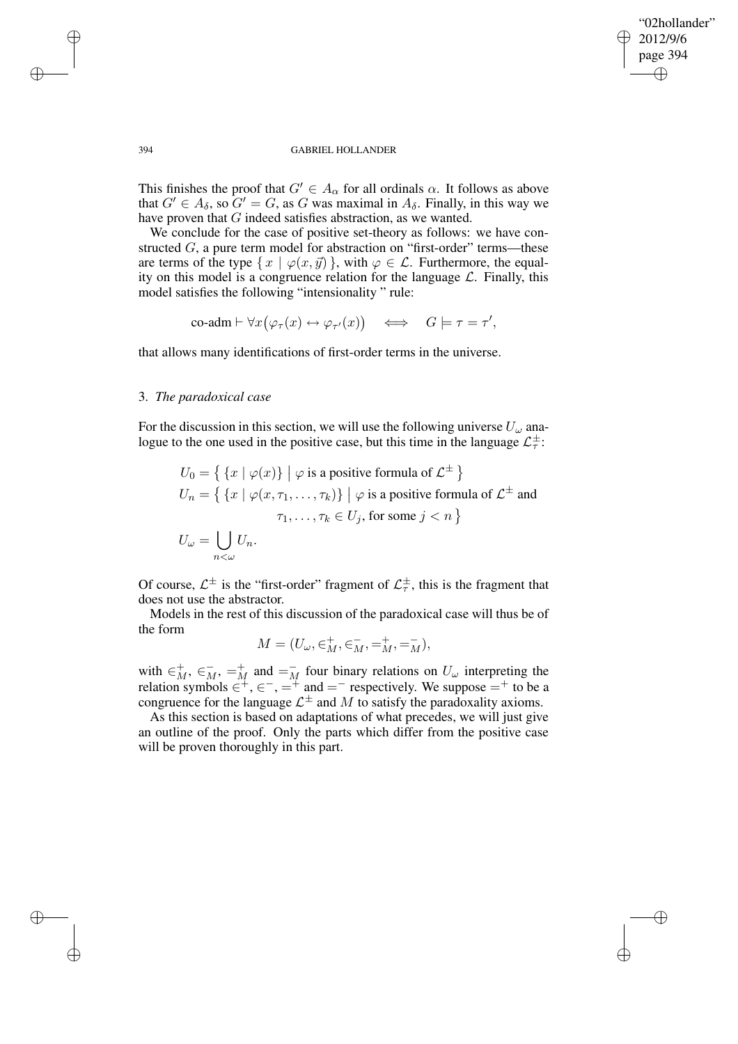This finishes the proof that $G' \in A_\alpha$ for all ordinals $\alpha$. It follows as above that $G' \in A_\delta$, so $G' = G$, as $G$ was maximal in $A_\delta$. Finally, in this way we have proven that $G$ indeed satisfies abstraction, as we wanted.

We conclude for the case of positive set-theory as follows: we have constructed $G$, a pure term model for abstraction on "first-order" terms—these are terms of the type $\{ x \mid \varphi(x, \vec{y}) \}$, with $\varphi \in \mathcal{L}$. Furthermore, the equality on this model is a congruence relation for the language $\mathcal{L}$. Finally, this model satisfies the following "intensionality " rule:

$$\text{co-adm} \vdash \forall x\big(\varphi_\tau(x) \leftrightarrow \varphi_{\tau'}(x)\big) \quad \iff \quad G \models \tau = \tau',$$

that allows many identifications of first-order terms in the universe.

### 3. *The paradoxical case*

For the discussion in this section, we will use the following universe $U_\omega$ analogue to the one used in the positive case, but this time in the language $\mathcal{L}^{\pm}_{\tau}$:

$$\begin{aligned}
U_0 &= \big\{ \{x \mid \varphi(x)\} \;\big|\; \varphi \text{ is a positive formula of } \mathcal{L}^{\pm} \big\} \\
U_n &= \big\{ \{x \mid \varphi(x, \tau_1, \ldots, \tau_k)\} \;\big|\; \varphi \text{ is a positive formula of } \mathcal{L}^{\pm} \text{ and} \\
&\qquad\qquad \tau_1, \ldots, \tau_k \in U_j, \text{ for some } j < n \big\} \\
U_\omega &= \bigcup_{n<\omega} U_n.
\end{aligned}$$

Of course, $\mathcal{L}^{\pm}$ is the "first-order" fragment of $\mathcal{L}^{\pm}_{\tau}$, this is the fragment that does not use the abstractor.

Models in the rest of this discussion of the paradoxical case will thus be of the form

$$M = (U_\omega, \in^+_M, \in^-_M, =^+_M, =^-_M),$$

with $\in^+_M$, $\in^-_M$, $=^+_M$ and $=^-_M$ four binary relations on $U_\omega$ interpreting the relation symbols $\in^+$, $\in^-$, $=^+$ and $=^-$ respectively. We suppose $=^+$ to be a congruence for the language $\mathcal{L}^{\pm}$ and $M$ to satisfy the paradoxality axioms.

As this section is based on adaptations of what precedes, we will just give an outline of the proof. Only the parts which differ from the positive case will be proven thoroughly in this part.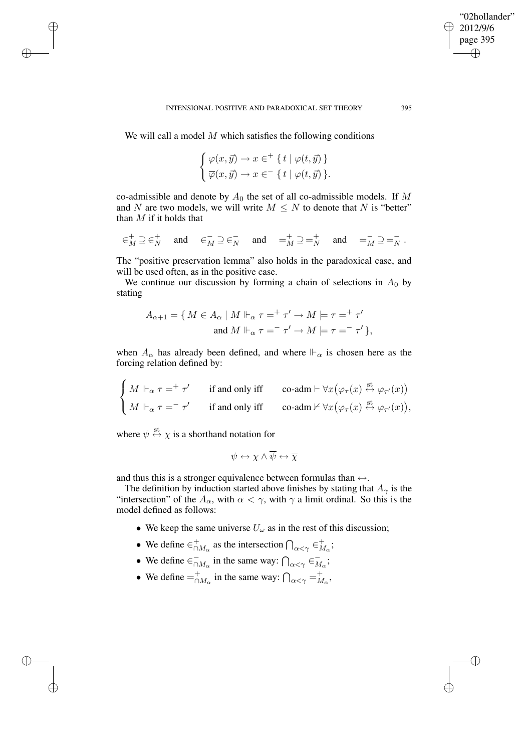We will call a model $M$ which satisfies the following conditions

$$\begin{cases} \varphi(x, \vec{y}) \to x \in^{+} \{\, t \mid \varphi(t, \vec{y}) \,\} \\ \overline{\varphi}(x, \vec{y}) \to x \in^{-} \{\, t \mid \varphi(t, \vec{y}) \,\}. \end{cases}$$

co-admissible and denote by $A_0$ the set of all co-admissible models. If $M$ and $N$ are two models, we will write $M \leq N$ to denote that $N$ is "better" than $M$ if it holds that

$$\in^{+}_{M} \supseteq \in^{+}_{N} \quad \text{and} \quad \in^{-}_{M} \supseteq \in^{-}_{N} \quad \text{and} \quad =^{+}_{M} \supseteq =^{+}_{N} \quad \text{and} \quad =^{-}_{M} \supseteq =^{-}_{N} .$$

The "positive preservation lemma" also holds in the paradoxical case, and will be used often, as in the positive case.

We continue our discussion by forming a chain of selections in $A_0$ by stating

$$A_{\alpha+1} = \{\, M \in A_\alpha \mid M \Vdash_\alpha \tau =^{+} \tau' \to M \models \tau =^{+} \tau' \\ \text{and } M \Vdash_\alpha \tau =^{-} \tau' \to M \models \tau =^{-} \tau' \,\},$$

when $A_\alpha$ has already been defined, and where $\Vdash_\alpha$ is chosen here as the forcing relation defined by:

$$\begin{cases} M \Vdash_\alpha \tau =^{+} \tau' & \text{if and only if} \quad \text{co-adm} \vdash \forall x \big(\varphi_\tau(x) \overset{\text{st}}{\leftrightarrow} \varphi_{\tau'}(x)\big) \\ M \Vdash_\alpha \tau =^{-} \tau' & \text{if and only if} \quad \text{co-adm} \nvdash \forall x \big(\varphi_\tau(x) \overset{\text{st}}{\leftrightarrow} \varphi_{\tau'}(x)\big), \end{cases}$$

where $\psi \overset{\text{st}}{\leftrightarrow} \chi$ is a shorthand notation for

$$\psi \leftrightarrow \chi \wedge \overline{\psi} \leftrightarrow \overline{\chi}$$

and thus this is a stronger equivalence between formulas than $\leftrightarrow$.

The definition by induction started above finishes by stating that $A_\gamma$ is the "intersection" of the $A_\alpha$, with $\alpha < \gamma$, with $\gamma$ a limit ordinal. So this is the model defined as follows:

- We keep the same universe $U_\omega$ as in the rest of this discussion;
- We define $\in^{+}_{\cap M_\alpha}$ as the intersection $\bigcap_{\alpha<\gamma} \in^{+}_{M_\alpha}$;
- We define $\in^{-}_{\cap M_\alpha}$ in the same way: $\bigcap_{\alpha<\gamma} \in^{-}_{M_\alpha}$;
- We define $=^{+}_{\cap M_\alpha}$ in the same way: $\bigcap_{\alpha<\gamma} =^{+}_{M_\alpha}$,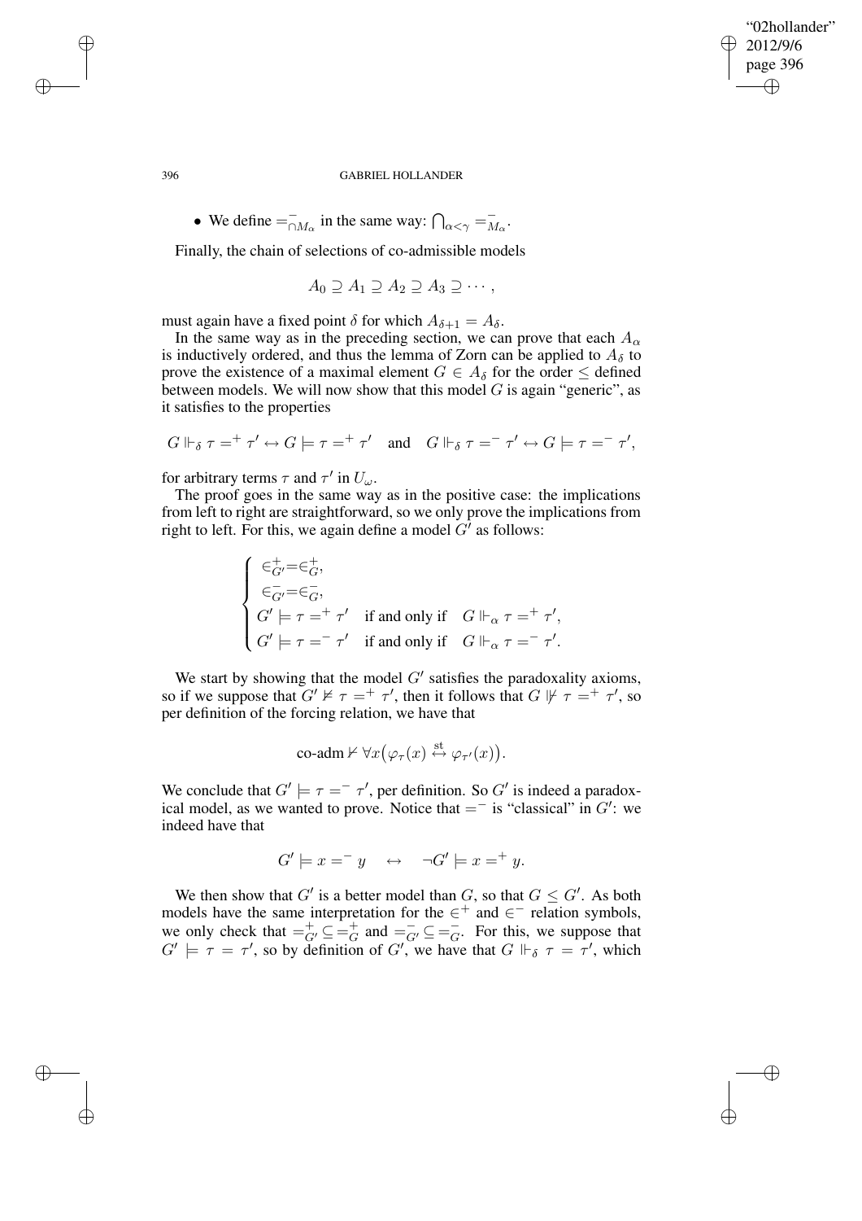- We define $=^{-}_{\cap M_\alpha}$ in the same way: $\bigcap_{\alpha<\gamma} =^{-}_{M_\alpha}$.

Finally, the chain of selections of co-admissible models

$$A_0 \supseteq A_1 \supseteq A_2 \supseteq A_3 \supseteq \cdots,$$

must again have a fixed point $\delta$ for which $A_{\delta+1} = A_\delta$.

In the same way as in the preceding section, we can prove that each $A_\alpha$ is inductively ordered, and thus the lemma of Zorn can be applied to $A_\delta$ to prove the existence of a maximal element $G \in A_\delta$ for the order $\leq$ defined between models. We will now show that this model $G$ is again "generic", as it satisfies to the properties

$$G \Vdash_\delta \tau =^{+} \tau' \leftrightarrow G \models \tau =^{+} \tau' \quad \text{and} \quad G \Vdash_\delta \tau =^{-} \tau' \leftrightarrow G \models \tau =^{-} \tau',$$

for arbitrary terms $\tau$ and $\tau'$ in $U_\omega$.

The proof goes in the same way as in the positive case: the implications from left to right are straightforward, so we only prove the implications from right to left. For this, we again define a model $G'$ as follows:

$$\begin{cases} \in^{+}_{G'} = \in^{+}_{G}, \\ \in^{-}_{G'} = \in^{-}_{G}, \\ G' \models \tau =^{+} \tau' \quad \text{if and only if} \quad G \Vdash_\alpha \tau =^{+} \tau', \\ G' \models \tau =^{-} \tau' \quad \text{if and only if} \quad G \Vdash_\alpha \tau =^{-} \tau'. \end{cases}$$

We start by showing that the model $G'$ satisfies the paradoxality axioms, so if we suppose that $G' \not\models \tau =^{+} \tau'$, then it follows that $G \not\Vdash \tau =^{+} \tau'$, so per definition of the forcing relation, we have that

$$\text{co-adm} \nvdash \forall x \big(\varphi_\tau(x) \overset{\text{st}}{\leftrightarrow} \varphi_{\tau'}(x)\big).$$

We conclude that $G' \models \tau =^{-} \tau'$, per definition. So $G'$ is indeed a paradoxical model, as we wanted to prove. Notice that $=^{-}$ is "classical" in $G'$: we indeed have that

$$G' \models x =^{-} y \quad \leftrightarrow \quad \neg G' \models x =^{+} y.$$

We then show that $G'$ is a better model than $G$, so that $G \leq G'$. As both models have the same interpretation for the $\in^{+}$ and $\in^{-}$ relation symbols, we only check that $=^{+}_{G'} \subseteq =^{+}_{G}$ and $=^{-}_{G'} \subseteq =^{-}_{G}$. For this, we suppose that $G' \models \tau = \tau'$, so by definition of $G'$, we have that $G \Vdash_\delta \tau = \tau'$, which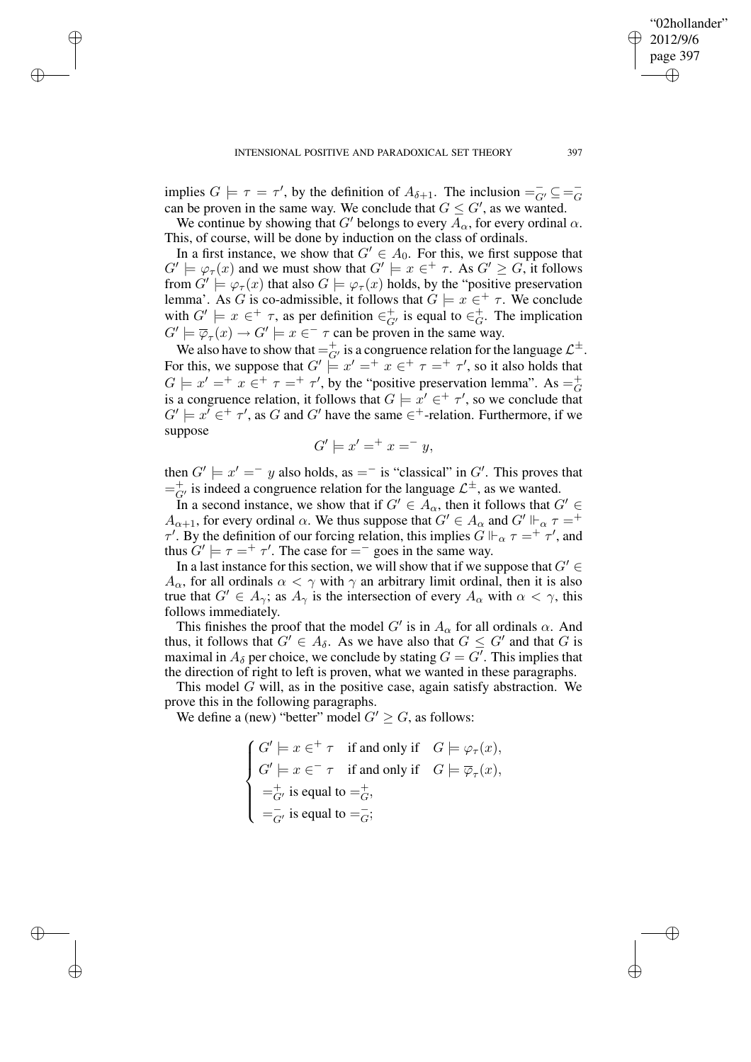implies $G \models \tau = \tau'$, by the definition of $A_{\delta+1}$. The inclusion $=^-_{G'} \subseteq =^-_G$ can be proven in the same way. We conclude that $G \leq G'$, as we wanted.

We continue by showing that $G'$ belongs to every $A_\alpha$, for every ordinal $\alpha$. This, of course, will be done by induction on the class of ordinals.

In a first instance, we show that $G' \in A_0$. For this, we first suppose that $G' \models \varphi_\tau(x)$ and we must show that $G' \models x \in^+ \tau$. As $G' \geq G$, it follows from $G' \models \varphi_\tau(x)$ that also $G \models \varphi_\tau(x)$ holds, by the "positive preservation lemma'. As $G$ is co-admissible, it follows that $G \models x \in^+ \tau$. We conclude with $G' \models x \in^+ \tau$, as per definition $\in^+_{G'}$ is equal to $\in^+_G$. The implication $G' \models \overline{\varphi}_\tau(x) \to G' \models x \in^- \tau$ can be proven in the same way.

We also have to show that $=^+_{G'}$ is a congruence relation for the language $\mathcal{L}^\pm$. For this, we suppose that $G' \models x' =^+ x \in^+ \tau =^+ \tau'$, so it also holds that $G \models x' =^+ x \in^+ \tau =^+ \tau'$, by the "positive preservation lemma". As $=^+_G$ is a congruence relation, it follows that $G \models x' \in^+ \tau'$, so we conclude that $G' \models x' \in^+ \tau'$, as $G$ and $G'$ have the same $\in^+$-relation. Furthermore, if we suppose

$$G' \models x' =^+ x =^- y,$$

then $G' \models x' =^- y$ also holds, as $=^-$ is "classical" in $G'$. This proves that $=^+_{G'}$ is indeed a congruence relation for the language $\mathcal{L}^\pm$, as we wanted.

In a second instance, we show that if $G' \in A_\alpha$, then it follows that $G' \in A_{\alpha+1}$, for every ordinal $\alpha$. We thus suppose that $G' \in A_\alpha$ and $G' \Vdash_\alpha \tau =^+ \tau'$. By the definition of our forcing relation, this implies $G \Vdash_\alpha \tau =^+ \tau'$, and thus $G' \models \tau =^+ \tau'$. The case for $=^-$ goes in the same way.

In a last instance for this section, we will show that if we suppose that $G' \in A_\alpha$, for all ordinals $\alpha < \gamma$ with $\gamma$ an arbitrary limit ordinal, then it is also true that $G' \in A_\gamma$; as $A_\gamma$ is the intersection of every $A_\alpha$ with $\alpha < \gamma$, this follows immediately.

This finishes the proof that the model $G'$ is in $A_\alpha$ for all ordinals $\alpha$. And thus, it follows that $G' \in A_\delta$. As we have also that $G \leq G'$ and that $G$ is maximal in $A_\delta$ per choice, we conclude by stating $G = G'$. This implies that the direction of right to left is proven, what we wanted in these paragraphs.

This model $G$ will, as in the positive case, again satisfy abstraction. We prove this in the following paragraphs.

We define a (new) "better" model $G' \geq G$, as follows:

$$\begin{cases} G' \models x \in^+ \tau \quad \text{if and only if} \quad G \models \varphi_\tau(x), \\ G' \models x \in^- \tau \quad \text{if and only if} \quad G \models \overline{\varphi}_\tau(x), \\ =^+_{G'} \text{ is equal to } =^+_G, \\ =^-_{G'} \text{ is equal to } =^-_G; \end{cases}$$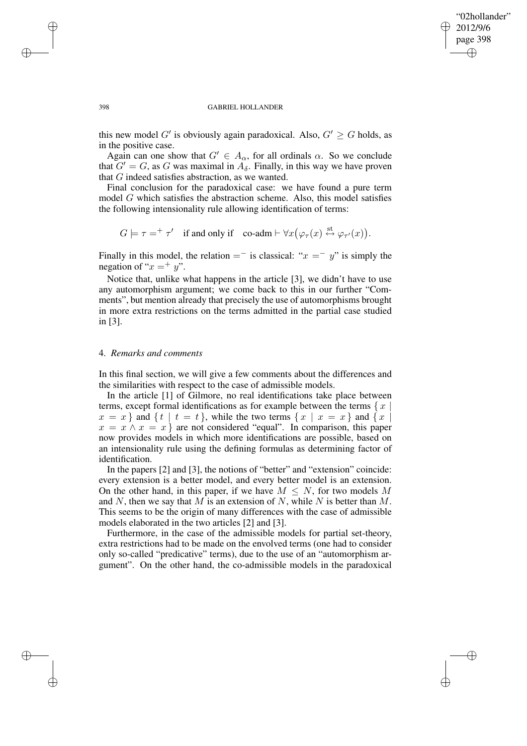this new model $G'$ is obviously again paradoxical. Also, $G' \geq G$ holds, as in the positive case.

Again can one show that $G' \in A_\alpha$, for all ordinals $\alpha$. So we conclude that $G' = G$, as $G$ was maximal in $A_\delta$. Finally, in this way we have proven that $G$ indeed satisfies abstraction, as we wanted.

Final conclusion for the paradoxical case: we have found a pure term model $G$ which satisfies the abstraction scheme. Also, this model satisfies the following intensionality rule allowing identification of terms:

$$G \models \tau =^+ \tau' \quad \text{if and only if} \quad \text{co-adm} \vdash \forall x\big(\varphi_\tau(x) \overset{\text{st}}{\leftrightarrow} \varphi_{\tau'}(x)\big).$$

Finally in this model, the relation $=^-$ is classical: "$x =^- y$" is simply the negation of "$x =^+ y$".

Notice that, unlike what happens in the article [3], we didn't have to use any automorphism argument; we come back to this in our further "Comments", but mention already that precisely the use of automorphisms brought in more extra restrictions on the terms admitted in the partial case studied in [3].

## 4. *Remarks and comments*

In this final section, we will give a few comments about the differences and the similarities with respect to the case of admissible models.

In the article [1] of Gilmore, no real identifications take place between terms, except formal identifications as for example between the terms $\{ x \mid x = x \}$ and $\{ t \mid t = t \}$, while the two terms $\{ x \mid x = x \}$ and $\{ x \mid x = x \wedge x = x \}$ are not considered "equal". In comparison, this paper now provides models in which more identifications are possible, based on an intensionality rule using the defining formulas as determining factor of identification.

In the papers [2] and [3], the notions of "better" and "extension" coincide: every extension is a better model, and every better model is an extension. On the other hand, in this paper, if we have $M \leq N$, for two models $M$ and $N$, then we say that $M$ is an extension of $N$, while $N$ is better than $M$. This seems to be the origin of many differences with the case of admissible models elaborated in the two articles [2] and [3].

Furthermore, in the case of the admissible models for partial set-theory, extra restrictions had to be made on the envolved terms (one had to consider only so-called "predicative" terms), due to the use of an "automorphism argument". On the other hand, the co-admissible models in the paradoxical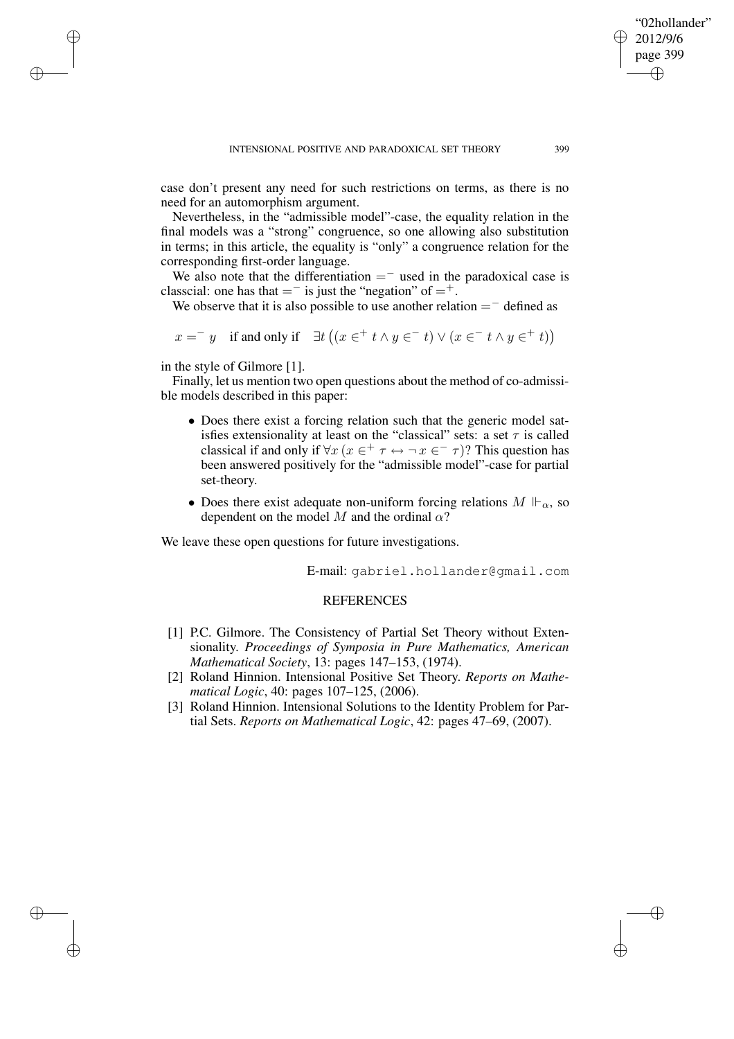case don't present any need for such restrictions on terms, as there is no need for an automorphism argument.

Nevertheless, in the "admissible model"-case, the equality relation in the final models was a "strong" congruence, so one allowing also substitution in terms; in this article, the equality is "only" a congruence relation for the corresponding first-order language.

We also note that the differentiation $=^-$ used in the paradoxical case is classcial: one has that $=^-$ is just the "negation" of $=^+$.

We observe that it is also possible to use another relation $=^-$ defined as

$$x =^- y \quad \text{if and only if} \quad \exists t \left( (x \in^+ t \wedge y \in^- t) \vee (x \in^- t \wedge y \in^+ t) \right)$$

in the style of Gilmore [1].

Finally, let us mention two open questions about the method of co-admissible models described in this paper:

- Does there exist a forcing relation such that the generic model satisfies extensionality at least on the "classical" sets: a set $\tau$ is called classical if and only if $\forall x \, (x \in^+ \tau \leftrightarrow \neg \, x \in^- \tau)$? This question has been answered positively for the "admissible model"-case for partial set-theory.
- Does there exist adequate non-uniform forcing relations $M \Vdash_\alpha$, so dependent on the model $M$ and the ordinal $\alpha$?

We leave these open questions for future investigations.

E-mail: gabriel.hollander@gmail.com

## REFERENCES

[1] P.C. Gilmore. The Consistency of Partial Set Theory without Extensionality. *Proceedings of Symposia in Pure Mathematics, American Mathematical Society*, 13: pages 147–153, (1974).

[2] Roland Hinnion. Intensional Positive Set Theory. *Reports on Mathematical Logic*, 40: pages 107–125, (2006).

[3] Roland Hinnion. Intensional Solutions to the Identity Problem for Partial Sets. *Reports on Mathematical Logic*, 42: pages 47–69, (2007).